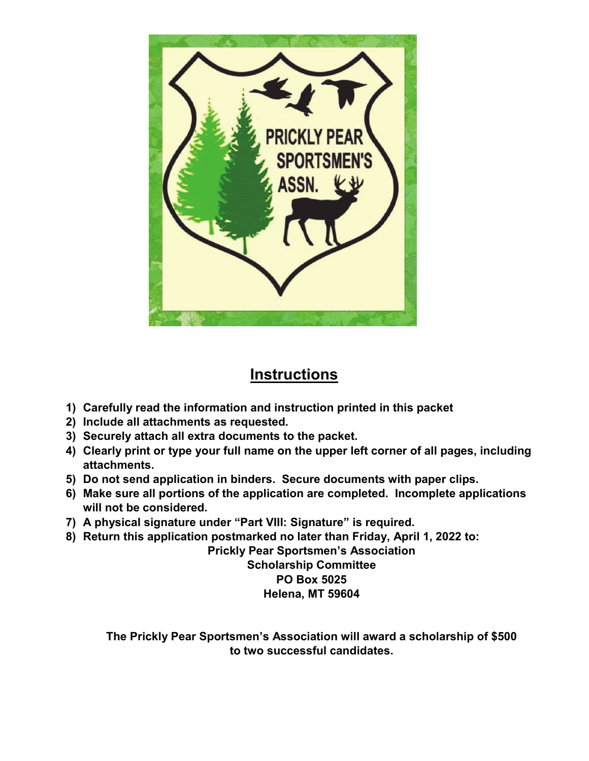# Instructions

1) **Carefully read the information and instruction printed in this packet**
2) **Include all attachments as requested.**
3) **Securely attach all extra documents to the packet.**
4) **Clearly print or type your full name on the upper left corner of all pages, including attachments.**
5) **Do not send application in binders. Secure documents with paper clips.**
6) **Make sure all portions of the application are completed. Incomplete applications will not be considered.**
7) **A physical signature under "Part VIII: Signature" is required.**
8) **Return this application postmarked no later than Friday, April 1, 2022 to:**

**Prickly Pear Sportsmen's Association**
**Scholarship Committee**
**PO Box 5025**
**Helena, MT 59604**

**The Prickly Pear Sportsmen's Association will award a scholarship of $500 to two successful candidates.**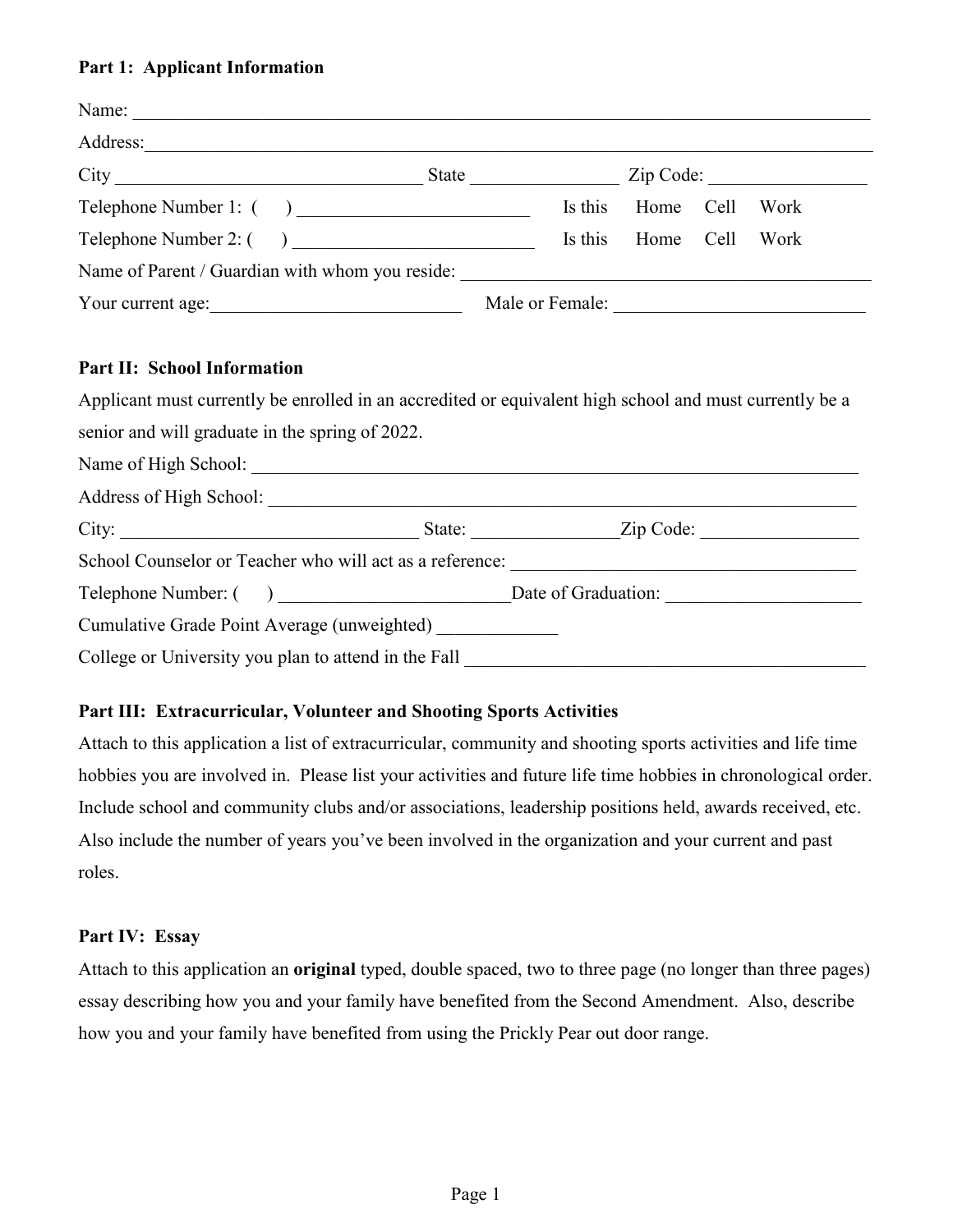**Part 1: Applicant Information**

Name: ___________________________________________________________________________

Address:__________________________________________________________________________

City _________________________________ State ________________ Zip Code: _________________

Telephone Number 1: ( ) _________________________ Is this Home Cell Work

Telephone Number 2: ( ) __________________________ Is this Home Cell Work

Name of Parent / Guardian with whom you reside: ____________________________________________

Your current age:___________________________ Male or Female: ___________________________

**Part II: School Information**

Applicant must currently be enrolled in an accredited or equivalent high school and must currently be a senior and will graduate in the spring of 2022.

Name of High School: ____________________________________________________________________

Address of High School: __________________________________________________________________

City: ________________________________ State: ________________Zip Code: _________________

School Counselor or Teacher who will act as a reference: ______________________________________

Telephone Number: ( ) _________________________Date of Graduation: _____________________

Cumulative Grade Point Average (unweighted) _____________

College or University you plan to attend in the Fall ____________________________________________

**Part III: Extracurricular, Volunteer and Shooting Sports Activities**

Attach to this application a list of extracurricular, community and shooting sports activities and life time hobbies you are involved in. Please list your activities and future life time hobbies in chronological order. Include school and community clubs and/or associations, leadership positions held, awards received, etc. Also include the number of years you've been involved in the organization and your current and past roles.

**Part IV: Essay**

Attach to this application an **original** typed, double spaced, two to three page (no longer than three pages) essay describing how you and your family have benefited from the Second Amendment. Also, describe how you and your family have benefited from using the Prickly Pear out door range.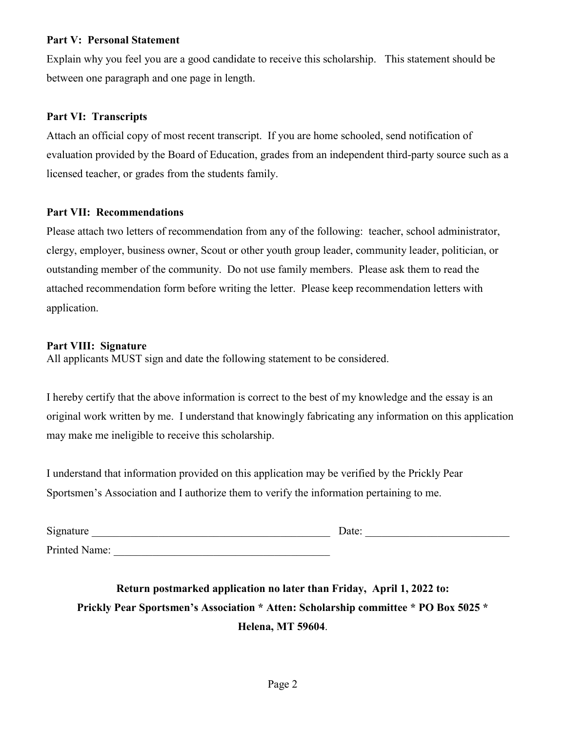**Part V: Personal Statement**

Explain why you feel you are a good candidate to receive this scholarship. This statement should be between one paragraph and one page in length.

**Part VI: Transcripts**

Attach an official copy of most recent transcript. If you are home schooled, send notification of evaluation provided by the Board of Education, grades from an independent third-party source such as a licensed teacher, or grades from the students family.

**Part VII: Recommendations**

Please attach two letters of recommendation from any of the following: teacher, school administrator, clergy, employer, business owner, Scout or other youth group leader, community leader, politician, or outstanding member of the community. Do not use family members. Please ask them to read the attached recommendation form before writing the letter. Please keep recommendation letters with application.

**Part VIII: Signature**

All applicants MUST sign and date the following statement to be considered.

I hereby certify that the above information is correct to the best of my knowledge and the essay is an original work written by me. I understand that knowingly fabricating any information on this application may make me ineligible to receive this scholarship.

I understand that information provided on this application may be verified by the Prickly Pear Sportsmen's Association and I authorize them to verify the information pertaining to me.

Signature ____________________________________________ Date: __________________________

Printed Name: _______________________________________

**Return postmarked application no later than Friday, April 1, 2022 to:**

**Prickly Pear Sportsmen's Association * Atten: Scholarship committee * PO Box 5025 * Helena, MT 59604**.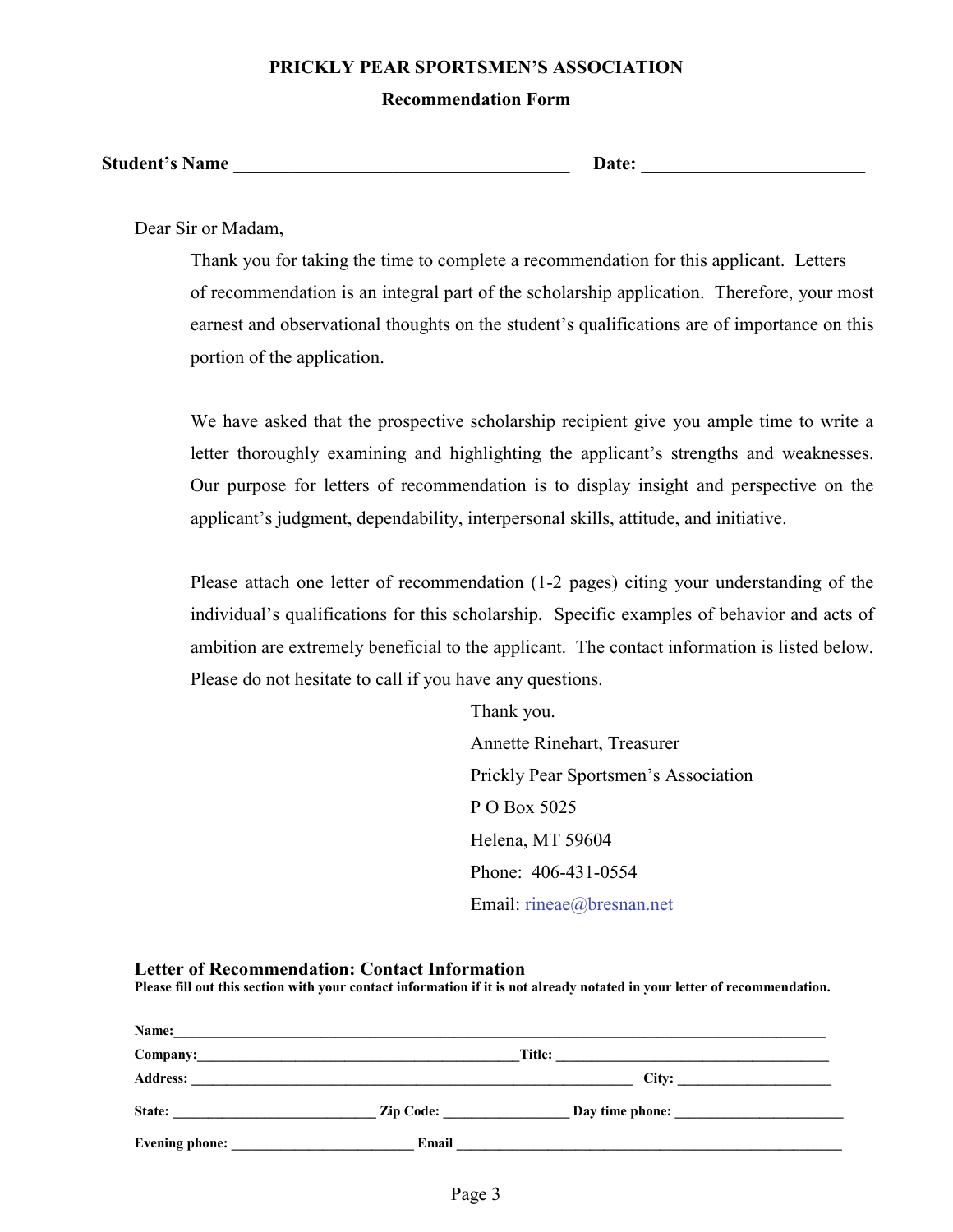**PRICKLY PEAR SPORTSMEN'S ASSOCIATION**

**Recommendation Form**

**Student's Name _____________________________________ Date: ________________________**

Dear Sir or Madam,

Thank you for taking the time to complete a recommendation for this applicant. Letters of recommendation is an integral part of the scholarship application. Therefore, your most earnest and observational thoughts on the student's qualifications are of importance on this portion of the application.

We have asked that the prospective scholarship recipient give you ample time to write a letter thoroughly examining and highlighting the applicant's strengths and weaknesses. Our purpose for letters of recommendation is to display insight and perspective on the applicant's judgment, dependability, interpersonal skills, attitude, and initiative.

Please attach one letter of recommendation (1-2 pages) citing your understanding of the individual's qualifications for this scholarship. Specific examples of behavior and acts of ambition are extremely beneficial to the applicant. The contact information is listed below. Please do not hesitate to call if you have any questions.

Thank you.
Annette Rinehart, Treasurer
Prickly Pear Sportsmen's Association
P O Box 5025
Helena, MT 59604
Phone: 406-431-0554
Email: rineae@bresnan.net

### Letter of Recommendation: Contact Information

**Please fill out this section with your contact information if it is not already notated in your letter of recommendation.**

**Name:**_____________________________________________________________________________________

**Company:**_____________________________________________**Title:** _____________________________________

**Address:** ______________________________________________________________ **City:** _____________________

**State:** ____________________________ **Zip Code:** _________________ **Day time phone:** _______________________

**Evening phone:** _________________________ **Email** ______________________________________________________